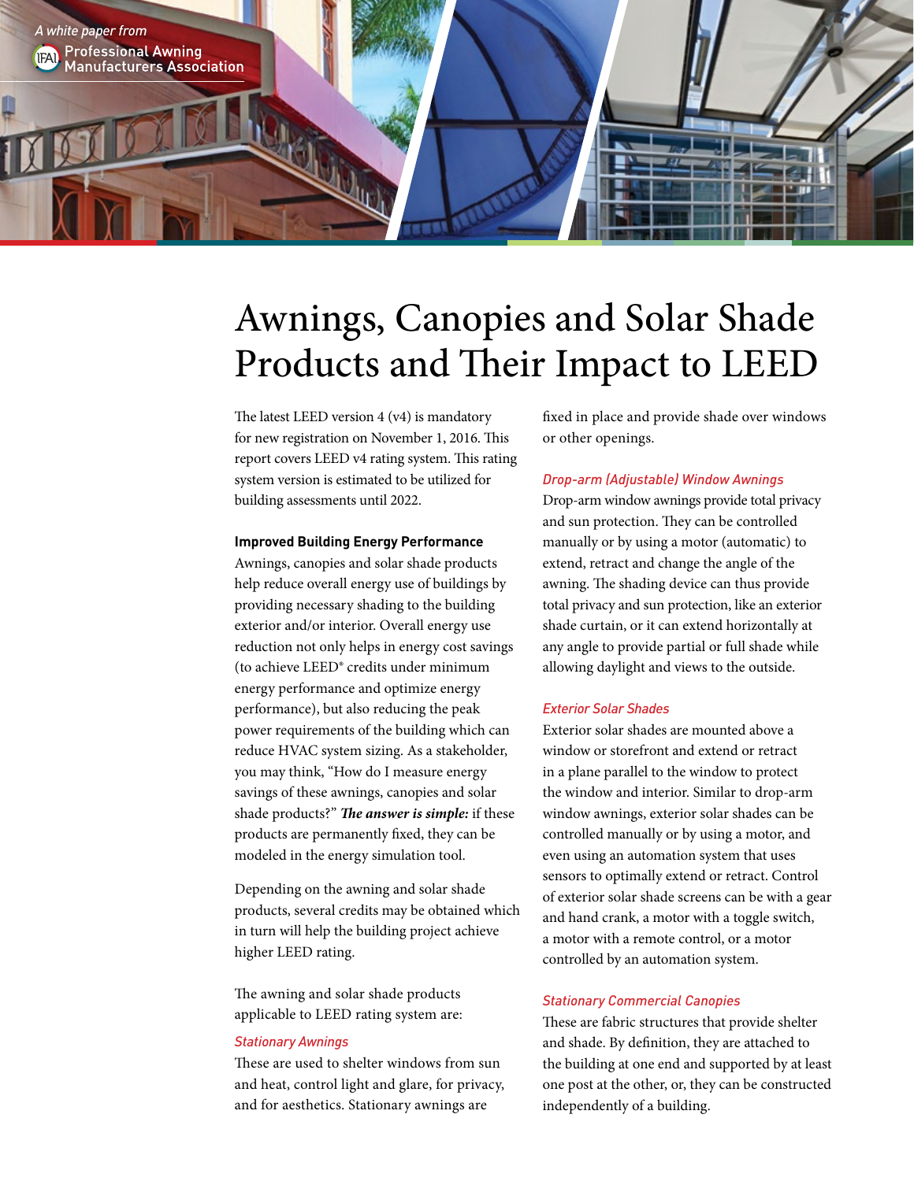A white paper from

Professional Awning Manufacturers Association

# Awnings, Canopies and Solar Shade Products and Their Impact to LEED

The latest LEED version 4 (v4) is mandatory for new registration on November 1, 2016. This report covers LEED v4 rating system. This rating system version is estimated to be utilized for building assessments until 2022.

**Improved Building Energy Performance**

Awnings, canopies and solar shade products help reduce overall energy use of buildings by providing necessary shading to the building exterior and/or interior. Overall energy use reduction not only helps in energy cost savings (to achieve LEED® credits under minimum energy performance and optimize energy performance), but also reducing the peak power requirements of the building which can reduce HVAC system sizing. As a stakeholder, you may think, "How do I measure energy savings of these awnings, canopies and solar shade products?" ***The answer is simple:*** if these products are permanently fixed, they can be modeled in the energy simulation tool.

Depending on the awning and solar shade products, several credits may be obtained which in turn will help the building project achieve higher LEED rating.

The awning and solar shade products applicable to LEED rating system are:

*Stationary Awnings*

These are used to shelter windows from sun and heat, control light and glare, for privacy, and for aesthetics. Stationary awnings are fixed in place and provide shade over windows or other openings.

*Drop-arm (Adjustable) Window Awnings*

Drop-arm window awnings provide total privacy and sun protection. They can be controlled manually or by using a motor (automatic) to extend, retract and change the angle of the awning. The shading device can thus provide total privacy and sun protection, like an exterior shade curtain, or it can extend horizontally at any angle to provide partial or full shade while allowing daylight and views to the outside.

*Exterior Solar Shades*

Exterior solar shades are mounted above a window or storefront and extend or retract in a plane parallel to the window to protect the window and interior. Similar to drop-arm window awnings, exterior solar shades can be controlled manually or by using a motor, and even using an automation system that uses sensors to optimally extend or retract. Control of exterior solar shade screens can be with a gear and hand crank, a motor with a toggle switch, a motor with a remote control, or a motor controlled by an automation system.

*Stationary Commercial Canopies*

These are fabric structures that provide shelter and shade. By definition, they are attached to the building at one end and supported by at least one post at the other, or, they can be constructed independently of a building.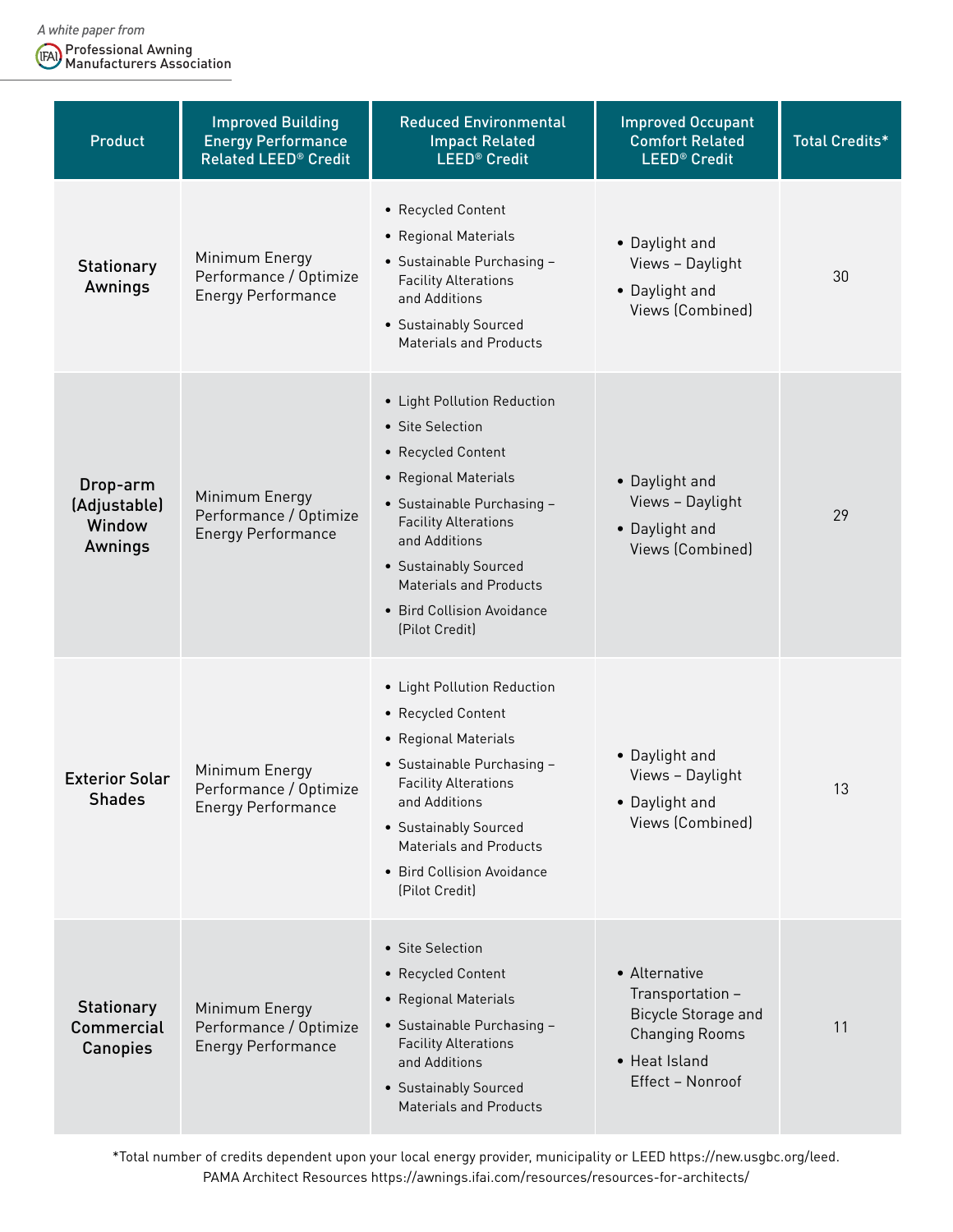| Product | Improved Building Energy Performance Related LEED® Credit | Reduced Environmental Impact Related LEED® Credit | Improved Occupant Comfort Related LEED® Credit | Total Credits* |
|---|---|---|---|---|
| Stationary Awnings | Minimum Energy Performance / Optimize Energy Performance | • Recycled Content<br>• Regional Materials<br>• Sustainable Purchasing – Facility Alterations and Additions<br>• Sustainably Sourced Materials and Products | • Daylight and Views – Daylight<br>• Daylight and Views (Combined) | 30 |
| Drop-arm (Adjustable) Window Awnings | Minimum Energy Performance / Optimize Energy Performance | • Light Pollution Reduction<br>• Site Selection<br>• Recycled Content<br>• Regional Materials<br>• Sustainable Purchasing – Facility Alterations and Additions<br>• Sustainably Sourced Materials and Products<br>• Bird Collision Avoidance (Pilot Credit) | • Daylight and Views – Daylight<br>• Daylight and Views (Combined) | 29 |
| Exterior Solar Shades | Minimum Energy Performance / Optimize Energy Performance | • Light Pollution Reduction<br>• Recycled Content<br>• Regional Materials<br>• Sustainable Purchasing – Facility Alterations and Additions<br>• Sustainably Sourced Materials and Products<br>• Bird Collision Avoidance (Pilot Credit) | • Daylight and Views – Daylight<br>• Daylight and Views (Combined) | 13 |
| Stationary Commercial Canopies | Minimum Energy Performance / Optimize Energy Performance | • Site Selection<br>• Recycled Content<br>• Regional Materials<br>• Sustainable Purchasing – Facility Alterations and Additions<br>• Sustainably Sourced Materials and Products | • Alternative Transportation – Bicycle Storage and Changing Rooms<br>• Heat Island Effect – Nonroof | 11 |

*Total number of credits dependent upon your local energy provider, municipality or LEED https://new.usgbc.org/leed.
PAMA Architect Resources https://awnings.ifai.com/resources/resources-for-architects/